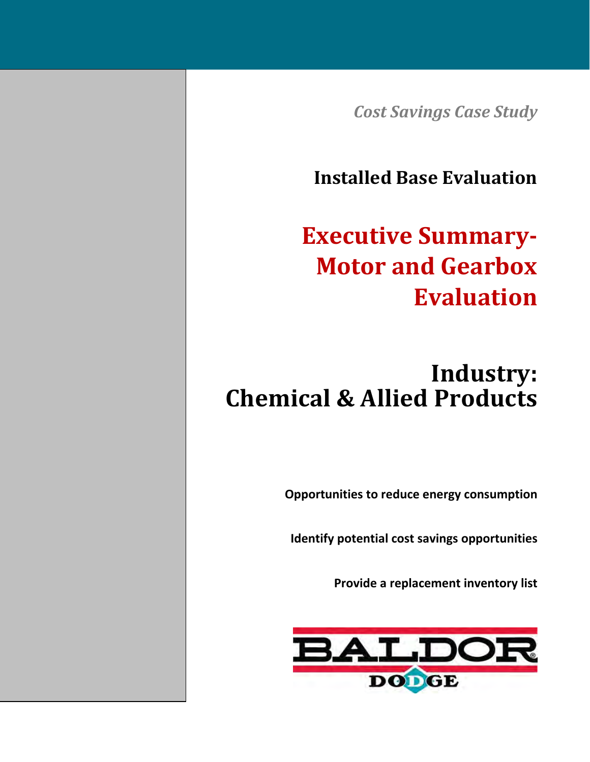*Cost Savings Case Study*

## Installed Base Evaluation

# Executive Summary- Motor and Gearbox Evaluation

## Industry: Chemical & Allied Products

**Opportunities to reduce energy consumption**

**Identify potential cost savings opportunities**

**Provide a replacement inventory list**

BALDOR DODGE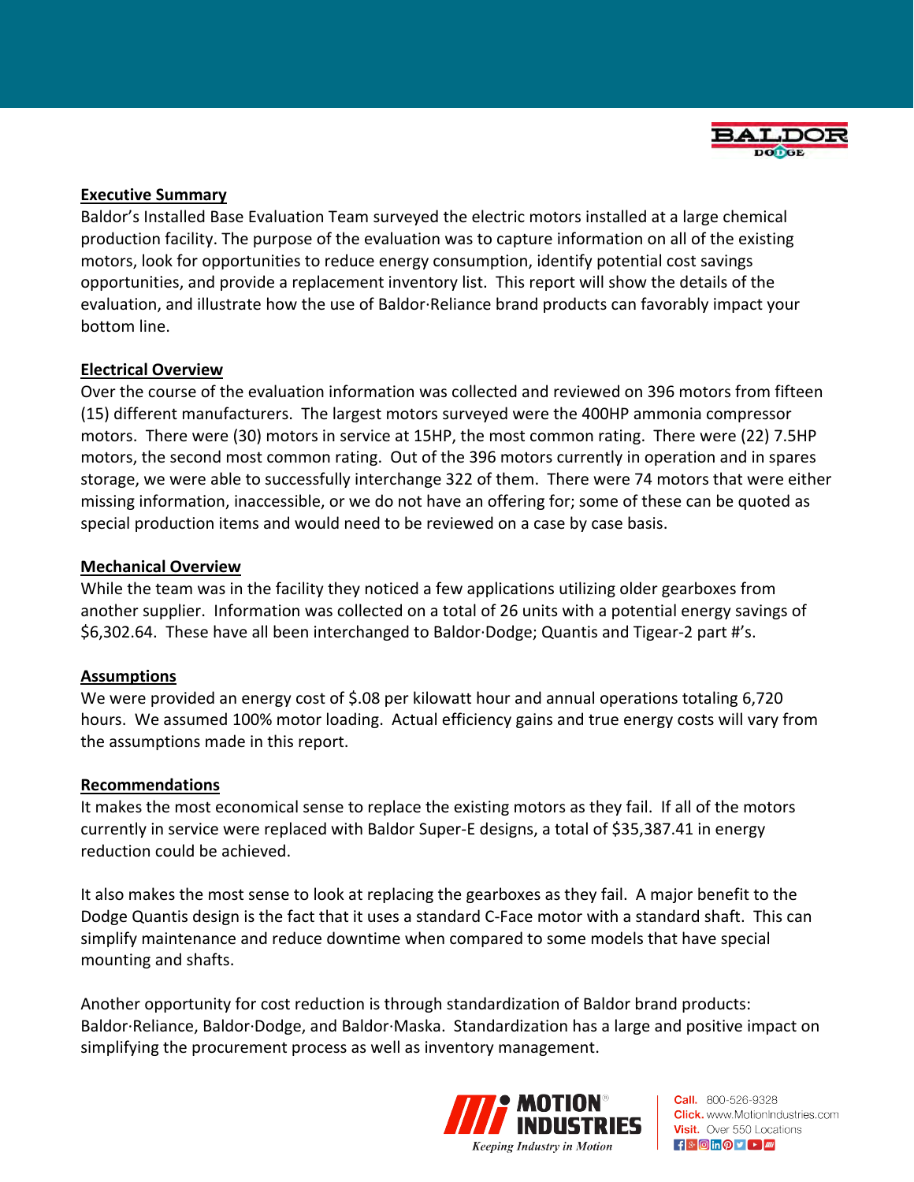**Executive Summary**

Baldor's Installed Base Evaluation Team surveyed the electric motors installed at a large chemical production facility. The purpose of the evaluation was to capture information on all of the existing motors, look for opportunities to reduce energy consumption, identify potential cost savings opportunities, and provide a replacement inventory list. This report will show the details of the evaluation, and illustrate how the use of Baldor·Reliance brand products can favorably impact your bottom line.

**Electrical Overview**

Over the course of the evaluation information was collected and reviewed on 396 motors from fifteen (15) different manufacturers. The largest motors surveyed were the 400HP ammonia compressor motors. There were (30) motors in service at 15HP, the most common rating. There were (22) 7.5HP motors, the second most common rating. Out of the 396 motors currently in operation and in spares storage, we were able to successfully interchange 322 of them. There were 74 motors that were either missing information, inaccessible, or we do not have an offering for; some of these can be quoted as special production items and would need to be reviewed on a case by case basis.

**Mechanical Overview**

While the team was in the facility they noticed a few applications utilizing older gearboxes from another supplier. Information was collected on a total of 26 units with a potential energy savings of $6,302.64. These have all been interchanged to Baldor·Dodge; Quantis and Tigear-2 part #'s.

**Assumptions**

We were provided an energy cost of $.08 per kilowatt hour and annual operations totaling 6,720 hours. We assumed 100% motor loading. Actual efficiency gains and true energy costs will vary from the assumptions made in this report.

**Recommendations**

It makes the most economical sense to replace the existing motors as they fail. If all of the motors currently in service were replaced with Baldor Super-E designs, a total of $35,387.41 in energy reduction could be achieved.

It also makes the most sense to look at replacing the gearboxes as they fail. A major benefit to the Dodge Quantis design is the fact that it uses a standard C-Face motor with a standard shaft. This can simplify maintenance and reduce downtime when compared to some models that have special mounting and shafts.

Another opportunity for cost reduction is through standardization of Baldor brand products: Baldor·Reliance, Baldor·Dodge, and Baldor·Maska. Standardization has a large and positive impact on simplifying the procurement process as well as inventory management.